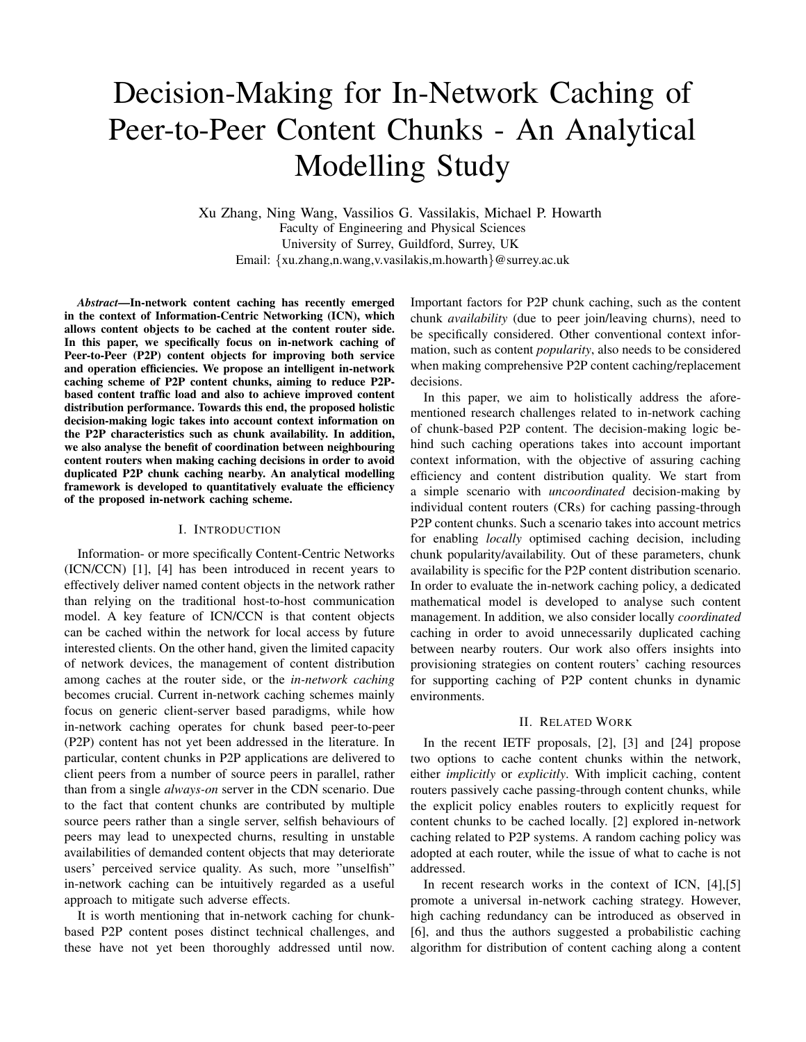# Decision-Making for In-Network Caching of Peer-to-Peer Content Chunks - An Analytical Modelling Study

Xu Zhang, Ning Wang, Vassilios G. Vassilakis, Michael P. Howarth
Faculty of Engineering and Physical Sciences
University of Surrey, Guildford, Surrey, UK
Email: {xu.zhang,n.wang,v.vasilakis,m.howarth}@surrey.ac.uk

***Abstract*—In-network content caching has recently emerged in the context of Information-Centric Networking (ICN), which allows content objects to be cached at the content router side. In this paper, we specifically focus on in-network caching of Peer-to-Peer (P2P) content objects for improving both service and operation efficiencies. We propose an intelligent in-network caching scheme of P2P content chunks, aiming to reduce P2P-based content traffic load and also to achieve improved content distribution performance. Towards this end, the proposed holistic decision-making logic takes into account context information on the P2P characteristics such as chunk availability. In addition, we also analyse the benefit of coordination between neighbouring content routers when making caching decisions in order to avoid duplicated P2P chunk caching nearby. An analytical modelling framework is developed to quantitatively evaluate the efficiency of the proposed in-network caching scheme.**

## I. Introduction

Information- or more specifically Content-Centric Networks (ICN/CCN) [1], [4] has been introduced in recent years to effectively deliver named content objects in the network rather than relying on the traditional host-to-host communication model. A key feature of ICN/CCN is that content objects can be cached within the network for local access by future interested clients. On the other hand, given the limited capacity of network devices, the management of content distribution among caches at the router side, or the *in-network caching* becomes crucial. Current in-network caching schemes mainly focus on generic client-server based paradigms, while how in-network caching operates for chunk based peer-to-peer (P2P) content has not yet been addressed in the literature. In particular, content chunks in P2P applications are delivered to client peers from a number of source peers in parallel, rather than from a single *always-on* server in the CDN scenario. Due to the fact that content chunks are contributed by multiple source peers rather than a single server, selfish behaviours of peers may lead to unexpected churns, resulting in unstable availabilities of demanded content objects that may deteriorate users' perceived service quality. As such, more "unselfish" in-network caching can be intuitively regarded as a useful approach to mitigate such adverse effects.

It is worth mentioning that in-network caching for chunk-based P2P content poses distinct technical challenges, and these have not yet been thoroughly addressed until now. Important factors for P2P chunk caching, such as the content chunk *availability* (due to peer join/leaving churns), need to be specifically considered. Other conventional context information, such as content *popularity*, also needs to be considered when making comprehensive P2P content caching/replacement decisions.

In this paper, we aim to holistically address the aforementioned research challenges related to in-network caching of chunk-based P2P content. The decision-making logic behind such caching operations takes into account important context information, with the objective of assuring caching efficiency and content distribution quality. We start from a simple scenario with *uncoordinated* decision-making by individual content routers (CRs) for caching passing-through P2P content chunks. Such a scenario takes into account metrics for enabling *locally* optimised caching decision, including chunk popularity/availability. Out of these parameters, chunk availability is specific for the P2P content distribution scenario. In order to evaluate the in-network caching policy, a dedicated mathematical model is developed to analyse such content management. In addition, we also consider locally *coordinated* caching in order to avoid unnecessarily duplicated caching between nearby routers. Our work also offers insights into provisioning strategies on content routers' caching resources for supporting caching of P2P content chunks in dynamic environments.

## II. Related Work

In the recent IETF proposals, [2], [3] and [24] propose two options to cache content chunks within the network, either *implicitly* or *explicitly*. With implicit caching, content routers passively cache passing-through content chunks, while the explicit policy enables routers to explicitly request for content chunks to be cached locally. [2] explored in-network caching related to P2P systems. A random caching policy was adopted at each router, while the issue of what to cache is not addressed.

In recent research works in the context of ICN, [4],[5] promote a universal in-network caching strategy. However, high caching redundancy can be introduced as observed in [6], and thus the authors suggested a probabilistic caching algorithm for distribution of content caching along a content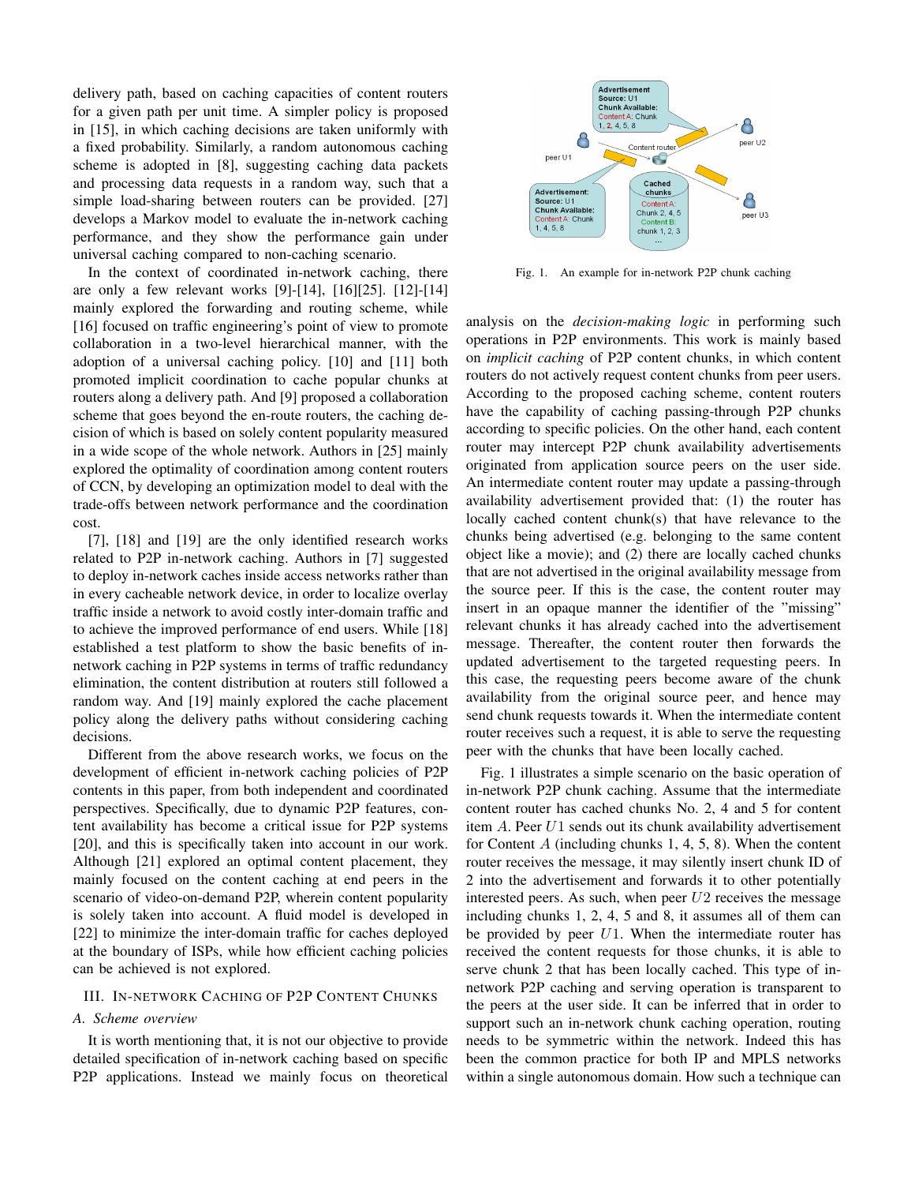delivery path, based on caching capacities of content routers for a given path per unit time. A simpler policy is proposed in [15], in which caching decisions are taken uniformly with a fixed probability. Similarly, a random autonomous caching scheme is adopted in [8], suggesting caching data packets and processing data requests in a random way, such that a simple load-sharing between routers can be provided. [27] develops a Markov model to evaluate the in-network caching performance, and they show the performance gain under universal caching compared to non-caching scenario.

In the context of coordinated in-network caching, there are only a few relevant works [9]-[14], [16][25]. [12]-[14] mainly explored the forwarding and routing scheme, while [16] focused on traffic engineering's point of view to promote collaboration in a two-level hierarchical manner, with the adoption of a universal caching policy. [10] and [11] both promoted implicit coordination to cache popular chunks at routers along a delivery path. And [9] proposed a collaboration scheme that goes beyond the en-route routers, the caching decision of which is based on solely content popularity measured in a wide scope of the whole network. Authors in [25] mainly explored the optimality of coordination among content routers of CCN, by developing an optimization model to deal with the trade-offs between network performance and the coordination cost.

[7], [18] and [19] are the only identified research works related to P2P in-network caching. Authors in [7] suggested to deploy in-network caches inside access networks rather than in every cacheable network device, in order to localize overlay traffic inside a network to avoid costly inter-domain traffic and to achieve the improved performance of end users. While [18] established a test platform to show the basic benefits of in-network caching in P2P systems in terms of traffic redundancy elimination, the content distribution at routers still followed a random way. And [19] mainly explored the cache placement policy along the delivery paths without considering caching decisions.

Different from the above research works, we focus on the development of efficient in-network caching policies of P2P contents in this paper, from both independent and coordinated perspectives. Specifically, due to dynamic P2P features, content availability has become a critical issue for P2P systems [20], and this is specifically taken into account in our work. Although [21] explored an optimal content placement, they mainly focused on the content caching at end peers in the scenario of video-on-demand P2P, wherein content popularity is solely taken into account. A fluid model is developed in [22] to minimize the inter-domain traffic for caches deployed at the boundary of ISPs, while how efficient caching policies can be achieved is not explored.

## III. In-Network Caching of P2P Content Chunks

### A. Scheme overview

It is worth mentioning that, it is not our objective to provide detailed specification of in-network caching based on specific P2P applications. Instead we mainly focus on theoretical analysis on the *decision-making logic* in performing such operations in P2P environments. This work is mainly based on *implicit caching* of P2P content chunks, in which content routers do not actively request content chunks from peer users. According to the proposed caching scheme, content routers have the capability of caching passing-through P2P chunks according to specific policies. On the other hand, each content router may intercept P2P chunk availability advertisements originated from application source peers on the user side. An intermediate content router may update a passing-through availability advertisement provided that: (1) the router has locally cached content chunk(s) that have relevance to the chunks being advertised (e.g. belonging to the same content object like a movie); and (2) there are locally cached chunks that are not advertised in the original availability message from the source peer. If this is the case, the content router may insert in an opaque manner the identifier of the "missing" relevant chunks it has already cached into the advertisement message. Thereafter, the content router then forwards the updated advertisement to the targeted requesting peers. In this case, the requesting peers become aware of the chunk availability from the original source peer, and hence may send chunk requests towards it. When the intermediate content router receives such a request, it is able to serve the requesting peer with the chunks that have been locally cached.

Fig. 1. An example for in-network P2P chunk caching

Fig. 1 illustrates a simple scenario on the basic operation of in-network P2P chunk caching. Assume that the intermediate content router has cached chunks No. 2, 4 and 5 for content item $A$. Peer $U1$ sends out its chunk availability advertisement for Content $A$ (including chunks 1, 4, 5, 8). When the content router receives the message, it may silently insert chunk ID of 2 into the advertisement and forwards it to other potentially interested peers. As such, when peer $U2$ receives the message including chunks 1, 2, 4, 5 and 8, it assumes all of them can be provided by peer $U1$. When the intermediate router has received the content requests for those chunks, it is able to serve chunk 2 that has been locally cached. This type of in-network P2P caching and serving operation is transparent to the peers at the user side. It can be inferred that in order to support such an in-network chunk caching operation, routing needs to be symmetric within the network. Indeed this has been the common practice for both IP and MPLS networks within a single autonomous domain. How such a technique can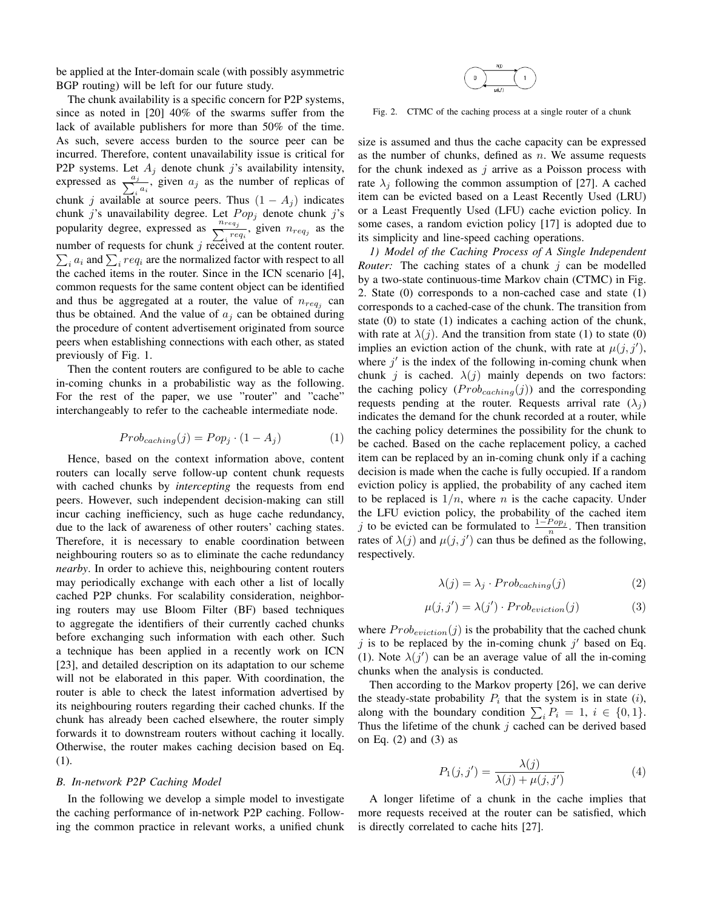be applied at the Inter-domain scale (with possibly asymmetric BGP routing) will be left for our future study.

The chunk availability is a specific concern for P2P systems, since as noted in [20] 40% of the swarms suffer from the lack of available publishers for more than 50% of the time. As such, severe access burden to the source peer can be incurred. Therefore, content unavailability issue is critical for P2P systems. Let $A_j$ denote chunk $j$'s availability intensity, expressed as $\frac{a_j}{\sum_i a_i}$, given $a_j$ as the number of replicas of chunk $j$ available at source peers. Thus $(1 - A_j)$ indicates chunk $j$'s unavailability degree. Let $Pop_j$ denote chunk $j$'s popularity degree, expressed as $\frac{n_{req_j}}{\sum_i req_i}$, given $n_{req_j}$ as the number of requests for chunk $j$ received at the content router. $\sum_i a_i$ and $\sum_i req_i$ are the normalized factor with respect to all the cached items in the router. Since in the ICN scenario [4], common requests for the same content object can be identified and thus be aggregated at a router, the value of $n_{req_j}$ can thus be obtained. And the value of $a_j$ can be obtained during the procedure of content advertisement originated from source peers when establishing connections with each other, as stated previously of Fig. 1.

Then the content routers are configured to be able to cache in-coming chunks in a probabilistic way as the following. For the rest of the paper, we use "router" and "cache" interchangeably to refer to the cacheable intermediate node.

$$Prob_{caching}(j) = Pop_j \cdot (1 - A_j) \tag{1}$$

Hence, based on the context information above, content routers can locally serve follow-up content chunk requests with cached chunks by *intercepting* the requests from end peers. However, such independent decision-making can still incur caching inefficiency, such as huge cache redundancy, due to the lack of awareness of other routers' caching states. Therefore, it is necessary to enable coordination between neighbouring routers so as to eliminate the cache redundancy *nearby*. In order to achieve this, neighbouring content routers may periodically exchange with each other a list of locally cached P2P chunks. For scalability consideration, neighboring routers may use Bloom Filter (BF) based techniques to aggregate the identifiers of their currently cached chunks before exchanging such information with each other. Such a technique has been applied in a recently work on ICN [23], and detailed description on its adaptation to our scheme will not be elaborated in this paper. With coordination, the router is able to check the latest information advertised by its neighbouring routers regarding their cached chunks. If the chunk has already been cached elsewhere, the router simply forwards it to downstream routers without caching it locally. Otherwise, the router makes caching decision based on Eq. (1).

### *B. In-network P2P Caching Model*

In the following we develop a simple model to investigate the caching performance of in-network P2P caching. Following the common practice in relevant works, a unified chunk size is assumed and thus the cache capacity can be expressed as the number of chunks, defined as $n$. We assume requests for the chunk indexed as $j$ arrive as a Poisson process with rate $\lambda_j$ following the common assumption of [27]. A cached item can be evicted based on a Least Recently Used (LRU) or a Least Frequently Used (LFU) cache eviction policy. In some cases, a random eviction policy [17] is adopted due to its simplicity and line-speed caching operations.

Fig. 2. CTMC of the caching process at a single router of a chunk

*1) Model of the Caching Process of A Single Independent Router:* The caching states of a chunk $j$ can be modelled by a two-state continuous-time Markov chain (CTMC) in Fig. 2. State (0) corresponds to a non-cached case and state (1) corresponds to a cached-case of the chunk. The transition from state (0) to state (1) indicates a caching action of the chunk, with rate at $\lambda(j)$. And the transition from state (1) to state (0) implies an eviction action of the chunk, with rate at $\mu(j, j')$, where $j'$ is the index of the following in-coming chunk when chunk $j$ is cached. $\lambda(j)$ mainly depends on two factors: the caching policy ($Prob_{caching}(j)$) and the corresponding requests pending at the router. Requests arrival rate ($\lambda_j$) indicates the demand for the chunk recorded at a router, while the caching policy determines the possibility for the chunk to be cached. Based on the cache replacement policy, a cached item can be replaced by an in-coming chunk only if a caching decision is made when the cache is fully occupied. If a random eviction policy is applied, the probability of any cached item to be replaced is $1/n$, where $n$ is the cache capacity. Under the LFU eviction policy, the probability of the cached item $j$ to be evicted can be formulated to $\frac{1-Pop_j}{n}$. Then transition rates of $\lambda(j)$ and $\mu(j, j')$ can thus be defined as the following, respectively.

$$\lambda(j) = \lambda_j \cdot Prob_{caching}(j) \tag{2}$$

$$\mu(j, j') = \lambda(j') \cdot Prob_{eviction}(j) \tag{3}$$

where $Prob_{eviction}(j)$ is the probability that the cached chunk $j$ is to be replaced by the in-coming chunk $j'$ based on Eq. (1). Note $\lambda(j')$ can be an average value of all the in-coming chunks when the analysis is conducted.

Then according to the Markov property [26], we can derive the steady-state probability $P_i$ that the system is in state ($i$), along with the boundary condition $\sum_i P_i = 1,\ i \in \{0, 1\}$. Thus the lifetime of the chunk $j$ cached can be derived based on Eq. (2) and (3) as

$$P_1(j, j') = \frac{\lambda(j)}{\lambda(j) + \mu(j, j')} \tag{4}$$

A longer lifetime of a chunk in the cache implies that more requests received at the router can be satisfied, which is directly correlated to cache hits [27].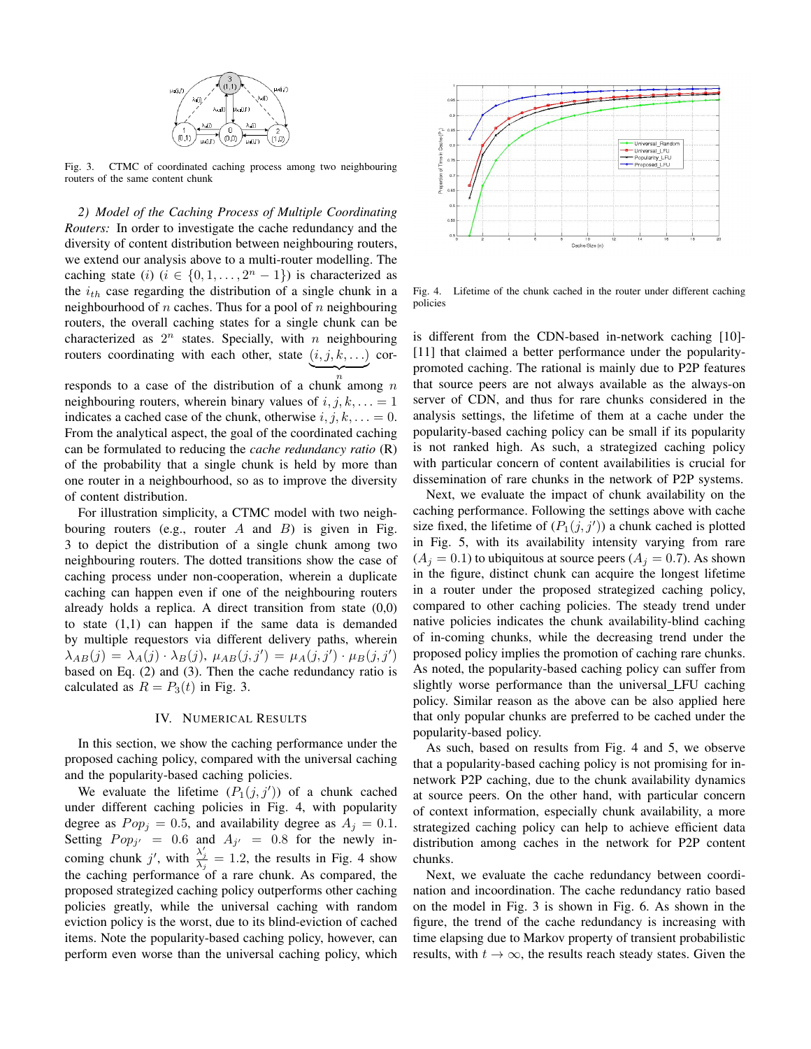Fig. 3. CTMC of coordinated caching process among two neighbouring routers of the same content chunk

*2) Model of the Caching Process of Multiple Coordinating Routers:* In order to investigate the cache redundancy and the diversity of content distribution between neighbouring routers, we extend our analysis above to a multi-router modelling. The caching state $(i)$ $(i \in \{0, 1, \ldots, 2^n - 1\})$ is characterized as the $i_{th}$ case regarding the distribution of a single chunk in a neighbourhood of $n$ caches. Thus for a pool of $n$ neighbouring routers, the overall caching states for a single chunk can be characterized as $2^n$ states. Specially, with $n$ neighbouring routers coordinating with each other, state $\underbrace{(i, j, k, \ldots)}_{n}$ corresponds to a case of the distribution of a chunk among $n$ neighbouring routers, wherein binary values of $i, j, k, \ldots = 1$ indicates a cached case of the chunk, otherwise $i, j, k, \ldots = 0$. From the analytical aspect, the goal of the coordinated caching can be formulated to reducing the *cache redundancy ratio* (R) of the probability that a single chunk is held by more than one router in a neighbourhood, so as to improve the diversity of content distribution.

For illustration simplicity, a CTMC model with two neighbouring routers (e.g., router $A$ and $B$) is given in Fig. 3 to depict the distribution of a single chunk among two neighbouring routers. The dotted transitions show the case of caching process under non-cooperation, wherein a duplicate caching can happen even if one of the neighbouring routers already holds a replica. A direct transition from state (0,0) to state (1,1) can happen if the same data is demanded by multiple requestors via different delivery paths, wherein $\lambda_{AB}(j) = \lambda_A(j) \cdot \lambda_B(j)$, $\mu_{AB}(j, j') = \mu_A(j, j') \cdot \mu_B(j, j')$ based on Eq. (2) and (3). Then the cache redundancy ratio is calculated as $R = P_3(t)$ in Fig. 3.

## IV. Numerical Results

In this section, we show the caching performance under the proposed caching policy, compared with the universal caching and the popularity-based caching policies.

We evaluate the lifetime $(P_1(j, j'))$ of a chunk cached under different caching policies in Fig. 4, with popularity degree as $Pop_j = 0.5$, and availability degree as $A_j = 0.1$. Setting $Pop_{j'} = 0.6$ and $A_{j'} = 0.8$ for the newly incoming chunk $j'$, with $\frac{\lambda'_j}{\lambda_j} = 1.2$, the results in Fig. 4 show the caching performance of a rare chunk. As compared, the proposed strategized caching policy outperforms other caching policies greatly, while the universal caching with random eviction policy is the worst, due to its blind-eviction of cached items. Note the popularity-based caching policy, however, can perform even worse than the universal caching policy, which is different from the CDN-based in-network caching [10]-[11] that claimed a better performance under the popularity-promoted caching. The rational is mainly due to P2P features that source peers are not always available as the always-on server of CDN, and thus for rare chunks considered in the analysis settings, the lifetime of them at a cache under the popularity-based caching policy can be small if its popularity is not ranked high. As such, a strategized caching policy with particular concern of content availabilities is crucial for dissemination of rare chunks in the network of P2P systems.

Fig. 4. Lifetime of the chunk cached in the router under different caching policies

Next, we evaluate the impact of chunk availability on the caching performance. Following the settings above with cache size fixed, the lifetime of $(P_1(j, j'))$ a chunk cached is plotted in Fig. 5, with its availability intensity varying from rare $(A_j = 0.1)$ to ubiquitous at source peers $(A_j = 0.7)$. As shown in the figure, distinct chunk can acquire the longest lifetime in a router under the proposed strategized caching policy, compared to other caching policies. The steady trend under native policies indicates the chunk availability-blind caching of in-coming chunks, while the decreasing trend under the proposed policy implies the promotion of caching rare chunks. As noted, the popularity-based caching policy can suffer from slightly worse performance than the universal_LFU caching policy. Similar reason as the above can be also applied here that only popular chunks are preferred to be cached under the popularity-based policy.

As such, based on results from Fig. 4 and 5, we observe that a popularity-based caching policy is not promising for in-network P2P caching, due to the chunk availability dynamics at source peers. On the other hand, with particular concern of context information, especially chunk availability, a more strategized caching policy can help to achieve efficient data distribution among caches in the network for P2P content chunks.

Next, we evaluate the cache redundancy between coordination and incoordination. The cache redundancy ratio based on the model in Fig. 3 is shown in Fig. 6. As shown in the figure, the trend of the cache redundancy is increasing with time elapsing due to Markov property of transient probabilistic results, with $t \to \infty$, the results reach steady states. Given the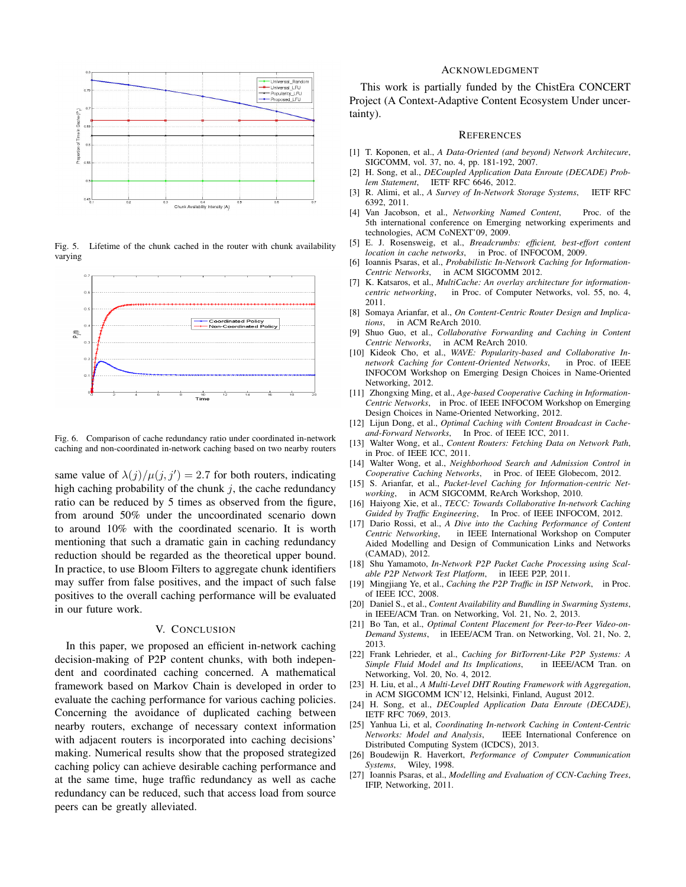0.8
0.75
0.7
0.65
0.6
0.55
0.5
0.45
Universal_Random
Universal_LFU
Popularity_LFU
Proposed_LFU
Proportion of Time in Cache ($P_c$)
0.1
0.2
0.3
0.4
0.5
0.6
0.7
Chunk Availability Intensity (A)

Fig. 5. Lifetime of the chunk cached in the router with chunk availability varying

0.7
0.6
0.5
0.4
0.3
0.2
0.1
0
Coordinated Policy
Non-Coordinated Policy
$P_{\bar{3}}(t)$
0
2
4
6
8
10
12
14
16
18
20
Time

Fig. 6. Comparison of cache redundancy ratio under coordinated in-network caching and non-coordinated in-network caching based on two nearby routers

same value of $\lambda(j)/\mu(j,j') = 2.7$ for both routers, indicating high caching probability of the chunk $j$, the cache redundancy ratio can be reduced by 5 times as observed from the figure, from around 50% under the uncoordinated scenario down to around 10% with the coordinated scenario. It is worth mentioning that such a dramatic gain in caching redundancy reduction should be regarded as the theoretical upper bound. In practice, to use Bloom Filters to aggregate chunk identifiers may suffer from false positives, and the impact of such false positives to the overall caching performance will be evaluated in our future work.

## V. Conclusion

In this paper, we proposed an efficient in-network caching decision-making of P2P content chunks, with both independent and coordinated caching concerned. A mathematical framework based on Markov Chain is developed in order to evaluate the caching performance for various caching policies. Concerning the avoidance of duplicated caching between nearby routers, exchange of necessary context information with adjacent routers is incorporated into caching decisions' making. Numerical results show that the proposed strategized caching policy can achieve desirable caching performance and at the same time, huge traffic redundancy as well as cache redundancy can be reduced, such that access load from source peers can be greatly alleviated.

## Acknowledgment

This work is partially funded by the ChistEra CONCERT Project (A Context-Adaptive Content Ecosystem Under uncertainty).

## References

[1] T. Koponen, et al., *A Data-Oriented (and beyond) Network Architecure*, SIGCOMM, vol. 37, no. 4, pp. 181-192, 2007.

[2] H. Song, et al., *DECoupled Application Data Enroute (DECADE) Problem Statement*, IETF RFC 6646, 2012.

[3] R. Alimi, et al., *A Survey of In-Network Storage Systems*, IETF RFC 6392, 2011.

[4] Van Jacobson, et al., *Networking Named Content*, Proc. of the 5th international conference on Emerging networking experiments and technologies, ACM CoNEXT'09, 2009.

[5] E. J. Rosensweig, et al., *Breadcrumbs: efficient, best-effort content location in cache networks*, in Proc. of INFOCOM, 2009.

[6] Ioannis Psaras, et al., *Probabilistic In-Network Caching for Information-Centric Networks*, in ACM SIGCOMM 2012.

[7] K. Katsaros, et al., *MultiCache: An overlay architecture for information-centric networking*, in Proc. of Computer Networks, vol. 55, no. 4, 2011.

[8] Somaya Arianfar, et al., *On Content-Centric Router Design and Implications*, in ACM ReArch 2010.

[9] Shuo Guo, et al., *Collaborative Forwarding and Caching in Content Centric Networks*, in ACM ReArch 2010.

[10] Kideok Cho, et al., *WAVE: Popularity-based and Collaborative In-network Caching for Content-Oriented Networks*, in Proc. of IEEE INFOCOM Workshop on Emerging Design Choices in Name-Oriented Networking, 2012.

[11] Zhongxing Ming, et al., *Age-based Cooperative Caching in Information-Centric Networks*, in Proc. of IEEE INFOCOM Workshop on Emerging Design Choices in Name-Oriented Networking, 2012.

[12] Lijun Dong, et al., *Optimal Caching with Content Broadcast in Cache-and-Forward Networks*, In Proc. of IEEE ICC, 2011.

[13] Walter Wong, et al., *Content Routers: Fetching Data on Network Path*, in Proc. of IEEE ICC, 2011.

[14] Walter Wong, et al., *Neighborhood Search and Admission Control in Cooperative Caching Networks*, in Proc. of IEEE Globecom, 2012.

[15] S. Arianfar, et al., *Packet-level Caching for Information-centric Networking*, in ACM SIGCOMM, ReArch Workshop, 2010.

[16] Haiyong Xie, et al., *TECC: Towards Collaborative In-network Caching Guided by Traffic Engineering*, In Proc. of IEEE INFOCOM, 2012.

[17] Dario Rossi, et al., *A Dive into the Caching Performance of Content Centric Networking*, in IEEE International Workshop on Computer Aided Modelling and Design of Communication Links and Networks (CAMAD), 2012.

[18] Shu Yamamoto, *In-Network P2P Packet Cache Processing using Scalable P2P Network Test Platform*, in IEEE P2P, 2011.

[19] Mingjiang Ye, et al., *Caching the P2P Traffic in ISP Network*, in Proc. of IEEE ICC, 2008.

[20] Daniel S., et al., *Content Availability and Bundling in Swarming Systems*, in IEEE/ACM Tran. on Networking, Vol. 21, No. 2, 2013.

[21] Bo Tan, et al., *Optimal Content Placement for Peer-to-Peer Video-on-Demand Systems*, in IEEE/ACM Tran. on Networking, Vol. 21, No. 2, 2013.

[22] Frank Lehrieder, et al., *Caching for BitTorrent-Like P2P Systems: A Simple Fluid Model and Its Implications*, in IEEE/ACM Tran. on Networking, Vol. 20, No. 4, 2012.

[23] H. Liu, et al., *A Multi-Level DHT Routing Framework with Aggregation*, in ACM SIGCOMM ICN'12, Helsinki, Finland, August 2012.

[24] H. Song, et al., *DECoupled Application Data Enroute (DECADE)*, IETF RFC 7069, 2013.

[25] Yanhua Li, et al, *Coordinating In-network Caching in Content-Centric Networks: Model and Analysis*, IEEE International Conference on Distributed Computing System (ICDCS), 2013.

[26] Boudewijn R. Haverkort, *Performance of Computer Communication Systems*, Wiley, 1998.

[27] Ioannis Psaras, et al., *Modelling and Evaluation of CCN-Caching Trees*, IFIP, Networking, 2011.